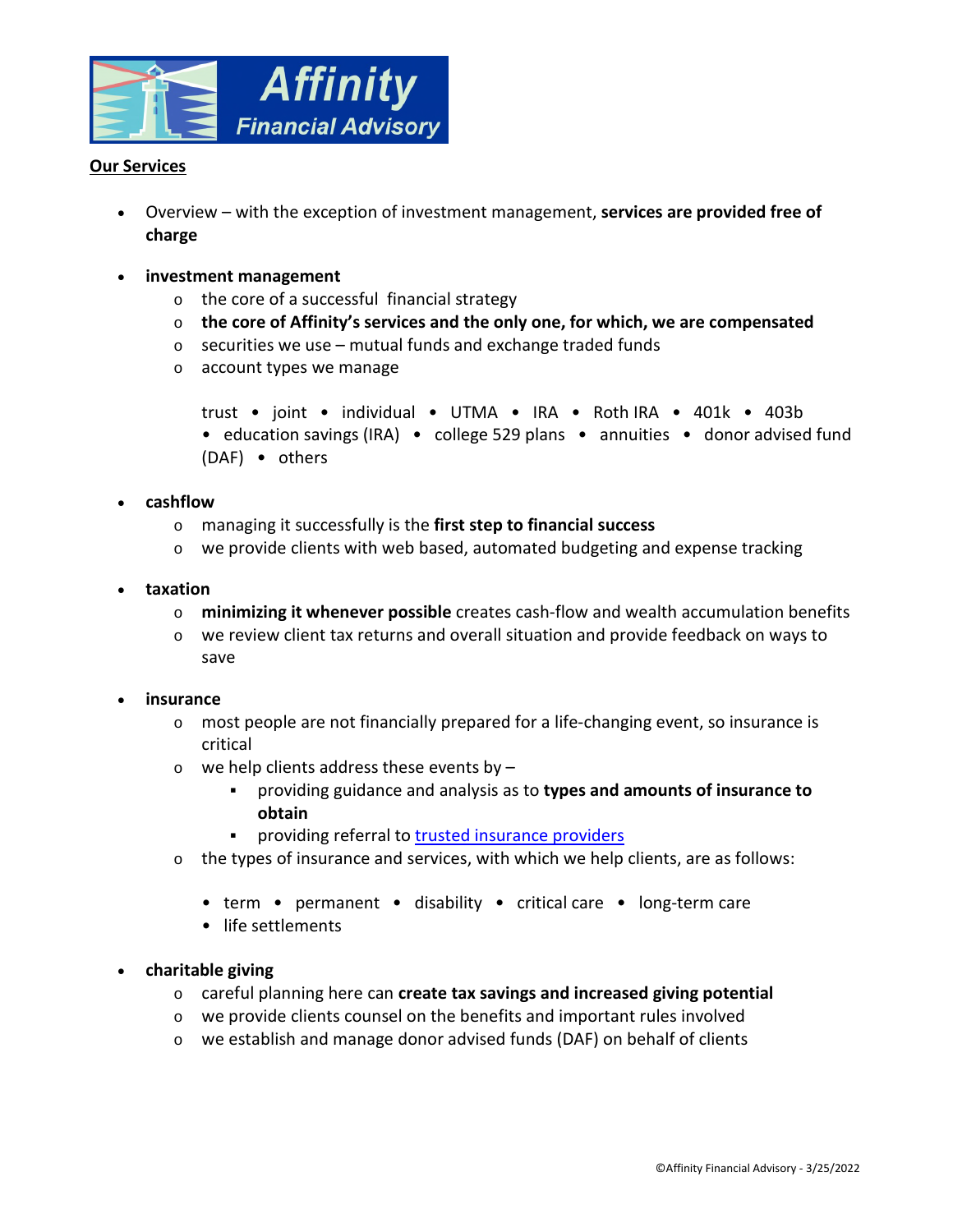Affinity Financial Advisory

## Our Services

- Overview – with the exception of investment management, **services are provided free of charge**

- **investment management**
  - the core of a successful financial strategy
  - **the core of Affinity's services and the only one, for which, we are compensated**
  - securities we use – mutual funds and exchange traded funds
  - account types we manage

    trust • joint • individual • UTMA • IRA • Roth IRA • 401k • 403b • education savings (IRA) • college 529 plans • annuities • donor advised fund (DAF) • others

- **cashflow**
  - managing it successfully is the **first step to financial success**
  - we provide clients with web based, automated budgeting and expense tracking

- **taxation**
  - **minimizing it whenever possible** creates cash-flow and wealth accumulation benefits
  - we review client tax returns and overall situation and provide feedback on ways to save

- **insurance**
  - most people are not financially prepared for a life-changing event, so insurance is critical
  - we help clients address these events by –
    - providing guidance and analysis as to **types and amounts of insurance to obtain**
    - providing referral to [trusted insurance providers]
  - the types of insurance and services, with which we help clients, are as follows:

    • term • permanent • disability • critical care • long-term care
    • life settlements

- **charitable giving**
  - careful planning here can **create tax savings and increased giving potential**
  - we provide clients counsel on the benefits and important rules involved
  - we establish and manage donor advised funds (DAF) on behalf of clients

©Affinity Financial Advisory - 3/25/2022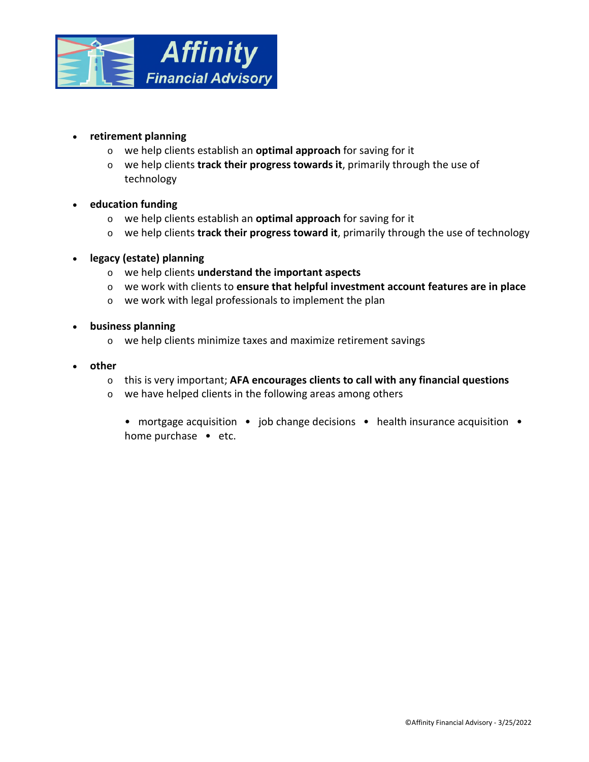- **retirement planning**
  - we help clients establish an **optimal approach** for saving for it
  - we help clients **track their progress towards it**, primarily through the use of technology

- **education funding**
  - we help clients establish an **optimal approach** for saving for it
  - we help clients **track their progress toward it**, primarily through the use of technology

- **legacy (estate) planning**
  - we help clients **understand the important aspects**
  - we work with clients to **ensure that helpful investment account features are in place**
  - we work with legal professionals to implement the plan

- **business planning**
  - we help clients minimize taxes and maximize retirement savings

- **other**
  - this is very important; **AFA encourages clients to call with any financial questions**
  - we have helped clients in the following areas among others

    • mortgage acquisition • job change decisions • health insurance acquisition • home purchase • etc.

©Affinity Financial Advisory - 3/25/2022